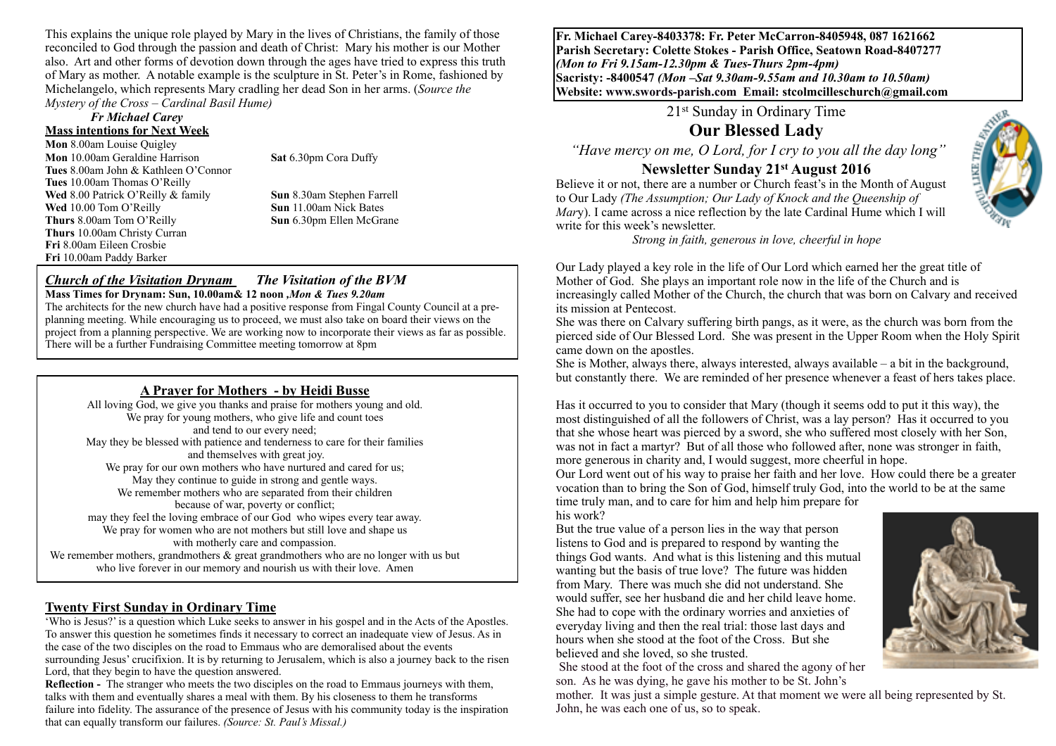This explains the unique role played by Mary in the lives of Christians, the family of those reconciled to God through the passion and death of Christ: Mary his mother is our Mother also. Art and other forms of devotion down through the ages have tried to express this truth of Mary as mother. A notable example is the sculpture in St. Peter's in Rome, fashioned by Michelangelo, which represents Mary cradling her dead Son in her arms. (*Source the Mystery of the Cross – Cardinal Basil Hume)*

*Fr Michael Carey*

**Mass intentions for Next Week**

**Mon** 8.00am Louise Quigley
**Mon** 10.00am Geraldine Harrison
**Tues** 8.00am John & Kathleen O'Connor
**Tues** 10.00am Thomas O'Reilly
**Wed** 8.00 Patrick O'Reilly & family
**Wed** 10.00 Tom O'Reilly
**Thurs** 8.00am Tom O'Reilly
**Thurs** 10.00am Christy Curran
**Fri** 8.00am Eileen Crosbie
**Fri** 10.00am Paddy Barker
**Sat** 6.30pm Cora Duffy
**Sun** 8.30am Stephen Farrell
**Sun** 11.00am Nick Bates
**Sun** 6.30pm Ellen McGrane

***Church of the Visitation Drynam*** ***The Visitation of the BVM***

**Mass Times for Drynam: Sun, 10.00am& 12 noon ,*Mon & Tues 9.20am***

The architects for the new church have had a positive response from Fingal County Council at a pre-planning meeting. While encouraging us to proceed, we must also take on board their views on the project from a planning perspective. We are working now to incorporate their views as far as possible. There will be a further Fundraising Committee meeting tomorrow at 8pm

**A Prayer for Mothers - by Heidi Busse**

All loving God, we give you thanks and praise for mothers young and old.
We pray for young mothers, who give life and count toes
and tend to our every need;
May they be blessed with patience and tenderness to care for their families
and themselves with great joy.
We pray for our own mothers who have nurtured and cared for us;
May they continue to guide in strong and gentle ways.
We remember mothers who are separated from their children
because of war, poverty or conflict;
may they feel the loving embrace of our God who wipes every tear away.
We pray for women who are not mothers but still love and shape us
with motherly care and compassion.
We remember mothers, grandmothers & great grandmothers who are no longer with us but
who live forever in our memory and nourish us with their love. Amen

**Twenty First Sunday in Ordinary Time**

'Who is Jesus?' is a question which Luke seeks to answer in his gospel and in the Acts of the Apostles. To answer this question he sometimes finds it necessary to correct an inadequate view of Jesus. As in the case of the two disciples on the road to Emmaus who are demoralised about the events surrounding Jesus' crucifixion. It is by returning to Jerusalem, which is also a journey back to the risen Lord, that they begin to have the question answered.

**Reflection -** The stranger who meets the two disciples on the road to Emmaus journeys with them, talks with them and eventually shares a meal with them. By his closeness to them he transforms failure into fidelity. The assurance of the presence of Jesus with his community today is the inspiration that can equally transform our failures. *(Source: St. Paul's Missal.)*

**Fr. Michael Carey-8403378: Fr. Peter McCarron-8405948, 087 1621662**
**Parish Secretary: Colette Stokes - Parish Office, Seatown Road-8407277**
***(Mon to Fri 9.15am-12.30pm & Tues-Thurs 2pm-4pm)***
**Sacristy: -8400547 *(Mon –Sat 9.30am-9.55am and 10.30am to 10.50am)***
**Website: www.swords-parish.com Email: stcolmcilleschurch@gmail.com**

21st Sunday in Ordinary Time

# Our Blessed Lady

*"Have mercy on me, O Lord, for I cry to you all the day long"*

**Newsletter Sunday 21st August 2016**

Believe it or not, there are a number or Church feast's in the Month of August to Our Lady *(The Assumption; Our Lady of Knock and the Queenship of Mary*). I came across a nice reflection by the late Cardinal Hume which I will write for this week's newsletter.

*Strong in faith, generous in love, cheerful in hope*

Our Lady played a key role in the life of Our Lord which earned her the great title of Mother of God. She plays an important role now in the life of the Church and is increasingly called Mother of the Church, the church that was born on Calvary and received its mission at Pentecost.

She was there on Calvary suffering birth pangs, as it were, as the church was born from the pierced side of Our Blessed Lord. She was present in the Upper Room when the Holy Spirit came down on the apostles.

She is Mother, always there, always interested, always available – a bit in the background, but constantly there. We are reminded of her presence whenever a feast of hers takes place.

Has it occurred to you to consider that Mary (though it seems odd to put it this way), the most distinguished of all the followers of Christ, was a lay person? Has it occurred to you that she whose heart was pierced by a sword, she who suffered most closely with her Son, was not in fact a martyr? But of all those who followed after, none was stronger in faith, more generous in charity and, I would suggest, more cheerful in hope.

Our Lord went out of his way to praise her faith and her love. How could there be a greater vocation than to bring the Son of God, himself truly God, into the world to be at the same time truly man, and to care for him and help him prepare for his work?

But the true value of a person lies in the way that person listens to God and is prepared to respond by wanting the things God wants. And what is this listening and this mutual wanting but the basis of true love? The future was hidden from Mary. There was much she did not understand. She would suffer, see her husband die and her child leave home. She had to cope with the ordinary worries and anxieties of everyday living and then the real trial: those last days and hours when she stood at the foot of the Cross. But she believed and she loved, so she trusted.

She stood at the foot of the cross and shared the agony of her son. As he was dying, he gave his mother to be St. John's mother. It was just a simple gesture. At that moment we were all being represented by St. John, he was each one of us, so to speak.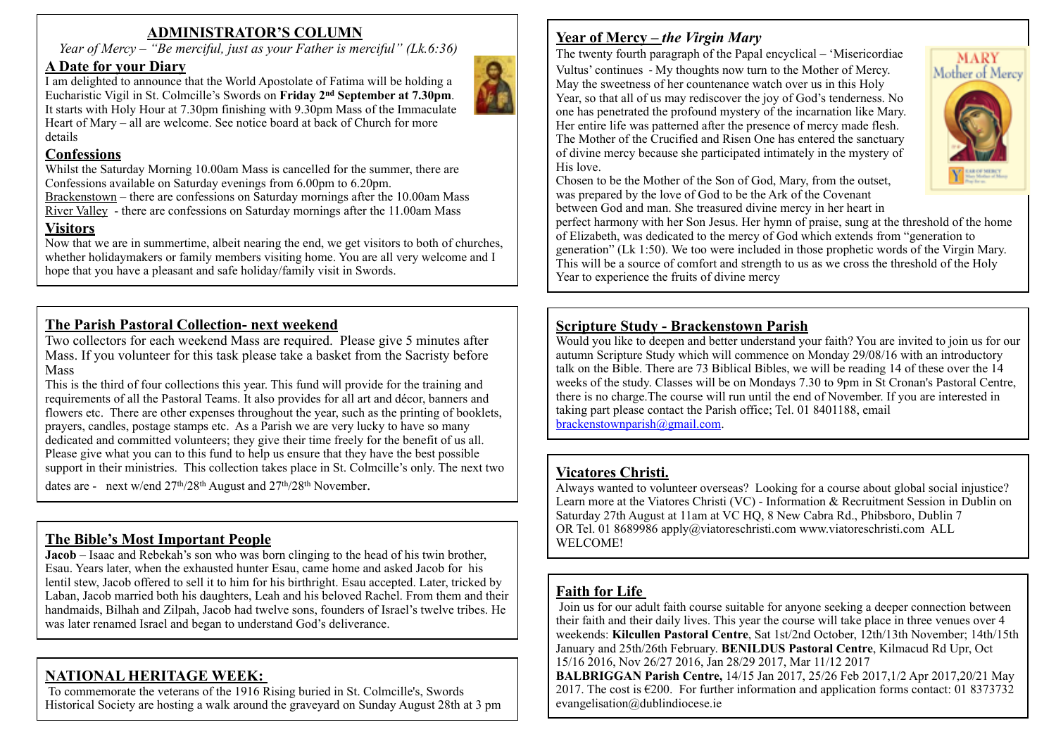## ADMINISTRATOR'S COLUMN

*Year of Mercy – "Be merciful, just as your Father is merciful" (Lk.6:36)*

### A Date for your Diary

I am delighted to announce that the World Apostolate of Fatima will be holding a Eucharistic Vigil in St. Colmcille's Swords on **Friday 2nd September at 7.30pm**. It starts with Holy Hour at 7.30pm finishing with 9.30pm Mass of the Immaculate Heart of Mary – all are welcome. See notice board at back of Church for more details

### Confessions

Whilst the Saturday Morning 10.00am Mass is cancelled for the summer, there are Confessions available on Saturday evenings from 6.00pm to 6.20pm.
Brackenstown – there are confessions on Saturday mornings after the 10.00am Mass
River Valley - there are confessions on Saturday mornings after the 11.00am Mass

### Visitors

Now that we are in summertime, albeit nearing the end, we get visitors to both of churches, whether holidaymakers or family members visiting home. You are all very welcome and I hope that you have a pleasant and safe holiday/family visit in Swords.

## The Parish Pastoral Collection- next weekend

Two collectors for each weekend Mass are required. Please give 5 minutes after Mass. If you volunteer for this task please take a basket from the Sacristy before Mass

This is the third of four collections this year. This fund will provide for the training and requirements of all the Pastoral Teams. It also provides for all art and décor, banners and flowers etc. There are other expenses throughout the year, such as the printing of booklets, prayers, candles, postage stamps etc. As a Parish we are very lucky to have so many dedicated and committed volunteers; they give their time freely for the benefit of us all. Please give what you can to this fund to help us ensure that they have the best possible support in their ministries. This collection takes place in St. Colmcille's only. The next two dates are - next w/end 27th/28th August and 27th/28th November.

## The Bible's Most Important People

**Jacob** – Isaac and Rebekah's son who was born clinging to the head of his twin brother, Esau. Years later, when the exhausted hunter Esau, came home and asked Jacob for his lentil stew, Jacob offered to sell it to him for his birthright. Esau accepted. Later, tricked by Laban, Jacob married both his daughters, Leah and his beloved Rachel. From them and their handmaids, Bilhah and Zilpah, Jacob had twelve sons, founders of Israel's twelve tribes. He was later renamed Israel and began to understand God's deliverance.

## NATIONAL HERITAGE WEEK:

To commemorate the veterans of the 1916 Rising buried in St. Colmcille's, Swords Historical Society are hosting a walk around the graveyard on Sunday August 28th at 3 pm

## Year of Mercy – *the Virgin Mary*

The twenty fourth paragraph of the Papal encyclical – 'Misericordiae Vultus' continues - My thoughts now turn to the Mother of Mercy. May the sweetness of her countenance watch over us in this Holy Year, so that all of us may rediscover the joy of God's tenderness. No one has penetrated the profound mystery of the incarnation like Mary. Her entire life was patterned after the presence of mercy made flesh. The Mother of the Crucified and Risen One has entered the sanctuary of divine mercy because she participated intimately in the mystery of His love.

Chosen to be the Mother of the Son of God, Mary, from the outset, was prepared by the love of God to be the Ark of the Covenant between God and man. She treasured divine mercy in her heart in perfect harmony with her Son Jesus. Her hymn of praise, sung at the threshold of the home of Elizabeth, was dedicated to the mercy of God which extends from "generation to generation" (Lk 1:50). We too were included in those prophetic words of the Virgin Mary. This will be a source of comfort and strength to us as we cross the threshold of the Holy Year to experience the fruits of divine mercy

## Scripture Study - Brackenstown Parish

Would you like to deepen and better understand your faith? You are invited to join us for our autumn Scripture Study which will commence on Monday 29/08/16 with an introductory talk on the Bible. There are 73 Biblical Bibles, we will be reading 14 of these over the 14 weeks of the study. Classes will be on Mondays 7.30 to 9pm in St Cronan's Pastoral Centre, there is no charge.The course will run until the end of November. If you are interested in taking part please contact the Parish office; Tel. 01 8401188, email brackenstownparish@gmail.com.

## Vicatores Christi.

Always wanted to volunteer overseas? Looking for a course about global social injustice? Learn more at the Viatores Christi (VC) - Information & Recruitment Session in Dublin on Saturday 27th August at 11am at VC HQ, 8 New Cabra Rd., Phibsboro, Dublin 7 OR Tel. 01 8689986 apply@viatoreschristi.com www.viatoreschristi.com ALL WELCOME!

## Faith for Life

Join us for our adult faith course suitable for anyone seeking a deeper connection between their faith and their daily lives. This year the course will take place in three venues over 4 weekends: **Kilcullen Pastoral Centre**, Sat 1st/2nd October, 12th/13th November; 14th/15th January and 25th/26th February. **BENILDUS Pastoral Centre**, Kilmacud Rd Upr, Oct 15/16 2016, Nov 26/27 2016, Jan 28/29 2017, Mar 11/12 2017
**BALBRIGGAN Parish Centre,** 14/15 Jan 2017, 25/26 Feb 2017,1/2 Apr 2017,20/21 May 2017. The cost is €200. For further information and application forms contact: 01 8373732 evangelisation@dublindiocese.ie